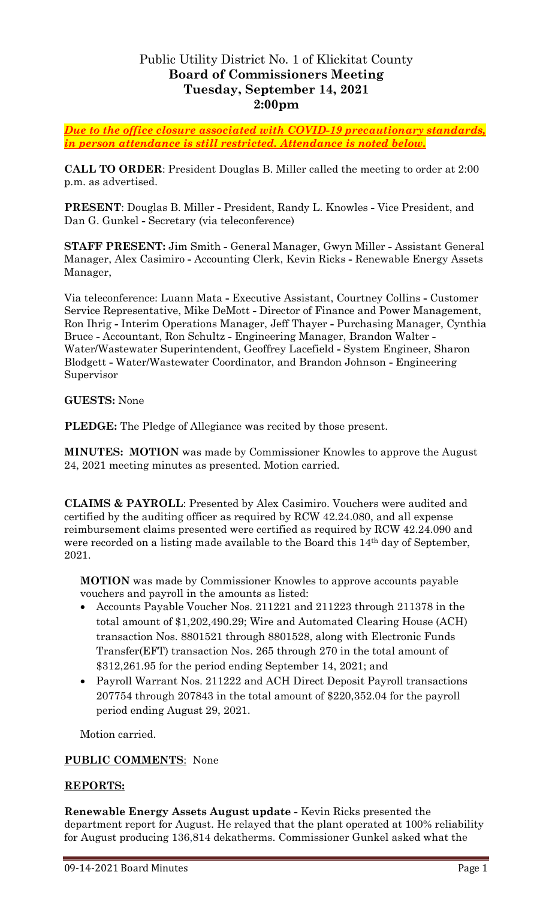# Public Utility District No. 1 of Klickitat County
## Board of Commissioners Meeting
## Tuesday, September 14, 2021
## 2:00pm

***Due to the office closure associated with COVID-19 precautionary standards, in person attendance is still restricted. Attendance is noted below.***

**CALL TO ORDER**: President Douglas B. Miller called the meeting to order at 2:00 p.m. as advertised.

**PRESENT**: Douglas B. Miller - President, Randy L. Knowles - Vice President, and Dan G. Gunkel - Secretary (via teleconference)

**STAFF PRESENT:** Jim Smith - General Manager, Gwyn Miller - Assistant General Manager, Alex Casimiro - Accounting Clerk, Kevin Ricks - Renewable Energy Assets Manager,

Via teleconference: Luann Mata - Executive Assistant, Courtney Collins - Customer Service Representative, Mike DeMott - Director of Finance and Power Management, Ron Ihrig - Interim Operations Manager, Jeff Thayer - Purchasing Manager, Cynthia Bruce - Accountant, Ron Schultz - Engineering Manager, Brandon Walter - Water/Wastewater Superintendent, Geoffrey Lacefield - System Engineer, Sharon Blodgett - Water/Wastewater Coordinator, and Brandon Johnson - Engineering Supervisor

**GUESTS:** None

**PLEDGE:** The Pledge of Allegiance was recited by those present.

**MINUTES: MOTION** was made by Commissioner Knowles to approve the August 24, 2021 meeting minutes as presented. Motion carried.

**CLAIMS & PAYROLL**: Presented by Alex Casimiro. Vouchers were audited and certified by the auditing officer as required by RCW 42.24.080, and all expense reimbursement claims presented were certified as required by RCW 42.24.090 and were recorded on a listing made available to the Board this 14th day of September, 2021.

**MOTION** was made by Commissioner Knowles to approve accounts payable vouchers and payroll in the amounts as listed:

- Accounts Payable Voucher Nos. 211221 and 211223 through 211378 in the total amount of $1,202,490.29; Wire and Automated Clearing House (ACH) transaction Nos. 8801521 through 8801528, along with Electronic Funds Transfer(EFT) transaction Nos. 265 through 270 in the total amount of $312,261.95 for the period ending September 14, 2021; and
- Payroll Warrant Nos. 211222 and ACH Direct Deposit Payroll transactions 207754 through 207843 in the total amount of $220,352.04 for the payroll period ending August 29, 2021.

Motion carried.

**PUBLIC COMMENTS**: None

**REPORTS:**

**Renewable Energy Assets August update** - Kevin Ricks presented the department report for August. He relayed that the plant operated at 100% reliability for August producing 136,814 dekatherms. Commissioner Gunkel asked what the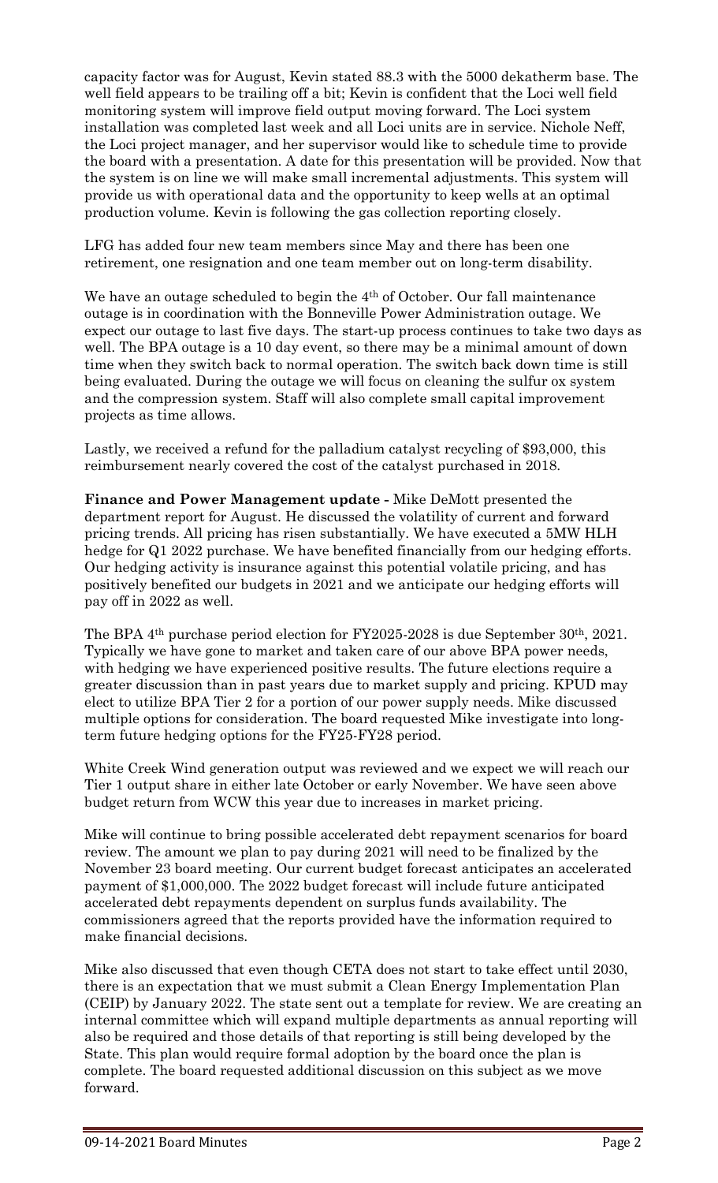capacity factor was for August, Kevin stated 88.3 with the 5000 dekatherm base. The well field appears to be trailing off a bit; Kevin is confident that the Loci well field monitoring system will improve field output moving forward. The Loci system installation was completed last week and all Loci units are in service. Nichole Neff, the Loci project manager, and her supervisor would like to schedule time to provide the board with a presentation. A date for this presentation will be provided. Now that the system is on line we will make small incremental adjustments. This system will provide us with operational data and the opportunity to keep wells at an optimal production volume. Kevin is following the gas collection reporting closely.

LFG has added four new team members since May and there has been one retirement, one resignation and one team member out on long-term disability.

We have an outage scheduled to begin the 4th of October. Our fall maintenance outage is in coordination with the Bonneville Power Administration outage. We expect our outage to last five days. The start-up process continues to take two days as well. The BPA outage is a 10 day event, so there may be a minimal amount of down time when they switch back to normal operation. The switch back down time is still being evaluated. During the outage we will focus on cleaning the sulfur ox system and the compression system. Staff will also complete small capital improvement projects as time allows.

Lastly, we received a refund for the palladium catalyst recycling of $93,000, this reimbursement nearly covered the cost of the catalyst purchased in 2018.

**Finance and Power Management update -** Mike DeMott presented the department report for August. He discussed the volatility of current and forward pricing trends. All pricing has risen substantially. We have executed a 5MW HLH hedge for Q1 2022 purchase. We have benefited financially from our hedging efforts. Our hedging activity is insurance against this potential volatile pricing, and has positively benefited our budgets in 2021 and we anticipate our hedging efforts will pay off in 2022 as well.

The BPA 4th purchase period election for FY2025-2028 is due September 30th, 2021. Typically we have gone to market and taken care of our above BPA power needs, with hedging we have experienced positive results. The future elections require a greater discussion than in past years due to market supply and pricing. KPUD may elect to utilize BPA Tier 2 for a portion of our power supply needs. Mike discussed multiple options for consideration. The board requested Mike investigate into long-term future hedging options for the FY25-FY28 period.

White Creek Wind generation output was reviewed and we expect we will reach our Tier 1 output share in either late October or early November. We have seen above budget return from WCW this year due to increases in market pricing.

Mike will continue to bring possible accelerated debt repayment scenarios for board review. The amount we plan to pay during 2021 will need to be finalized by the November 23 board meeting. Our current budget forecast anticipates an accelerated payment of $1,000,000. The 2022 budget forecast will include future anticipated accelerated debt repayments dependent on surplus funds availability. The commissioners agreed that the reports provided have the information required to make financial decisions.

Mike also discussed that even though CETA does not start to take effect until 2030, there is an expectation that we must submit a Clean Energy Implementation Plan (CEIP) by January 2022. The state sent out a template for review. We are creating an internal committee which will expand multiple departments as annual reporting will also be required and those details of that reporting is still being developed by the State. This plan would require formal adoption by the board once the plan is complete. The board requested additional discussion on this subject as we move forward.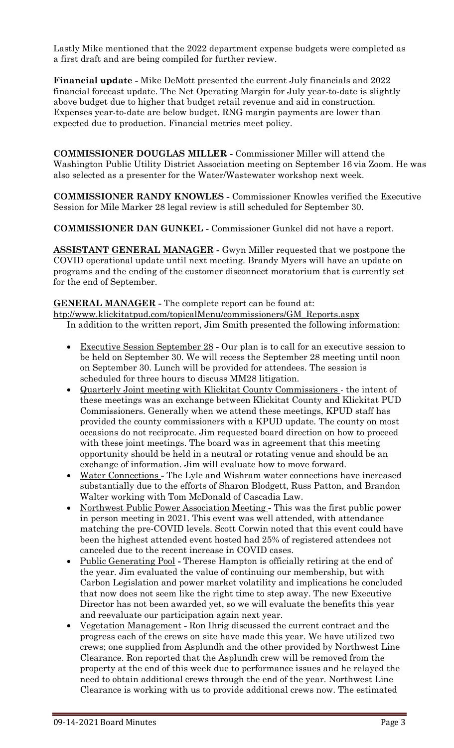Lastly Mike mentioned that the 2022 department expense budgets were completed as a first draft and are being compiled for further review.

**Financial update -** Mike DeMott presented the current July financials and 2022 financial forecast update. The Net Operating Margin for July year-to-date is slightly above budget due to higher that budget retail revenue and aid in construction. Expenses year-to-date are below budget. RNG margin payments are lower than expected due to production. Financial metrics meet policy.

**COMMISSIONER DOUGLAS MILLER -** Commissioner Miller will attend the Washington Public Utility District Association meeting on September 16 via Zoom. He was also selected as a presenter for the Water/Wastewater workshop next week.

**COMMISSIONER RANDY KNOWLES -** Commissioner Knowles verified the Executive Session for Mile Marker 28 legal review is still scheduled for September 30.

**COMMISSIONER DAN GUNKEL -** Commissioner Gunkel did not have a report.

**ASSISTANT GENERAL MANAGER -** Gwyn Miller requested that we postpone the COVID operational update until next meeting. Brandy Myers will have an update on programs and the ending of the customer disconnect moratorium that is currently set for the end of September.

**GENERAL MANAGER** - The complete report can be found at: http://www.klickitatpud.com/topicalMenu/commissioners/GM_Reports.aspx
In addition to the written report, Jim Smith presented the following information:

- Executive Session September 28 - Our plan is to call for an executive session to be held on September 30. We will recess the September 28 meeting until noon on September 30. Lunch will be provided for attendees. The session is scheduled for three hours to discuss MM28 litigation.
- Quarterly Joint meeting with Klickitat County Commissioners - the intent of these meetings was an exchange between Klickitat County and Klickitat PUD Commissioners. Generally when we attend these meetings, KPUD staff has provided the county commissioners with a KPUD update. The county on most occasions do not reciprocate. Jim requested board direction on how to proceed with these joint meetings. The board was in agreement that this meeting opportunity should be held in a neutral or rotating venue and should be an exchange of information. Jim will evaluate how to move forward.
- Water Connections - The Lyle and Wishram water connections have increased substantially due to the efforts of Sharon Blodgett, Russ Patton, and Brandon Walter working with Tom McDonald of Cascadia Law.
- Northwest Public Power Association Meeting - This was the first public power in person meeting in 2021. This event was well attended, with attendance matching the pre-COVID levels. Scott Corwin noted that this event could have been the highest attended event hosted had 25% of registered attendees not canceled due to the recent increase in COVID cases.
- Public Generating Pool - Therese Hampton is officially retiring at the end of the year. Jim evaluated the value of continuing our membership, but with Carbon Legislation and power market volatility and implications he concluded that now does not seem like the right time to step away. The new Executive Director has not been awarded yet, so we will evaluate the benefits this year and reevaluate our participation again next year.
- Vegetation Management - Ron Ihrig discussed the current contract and the progress each of the crews on site have made this year. We have utilized two crews; one supplied from Asplundh and the other provided by Northwest Line Clearance. Ron reported that the Asplundh crew will be removed from the property at the end of this week due to performance issues and he relayed the need to obtain additional crews through the end of the year. Northwest Line Clearance is working with us to provide additional crews now. The estimated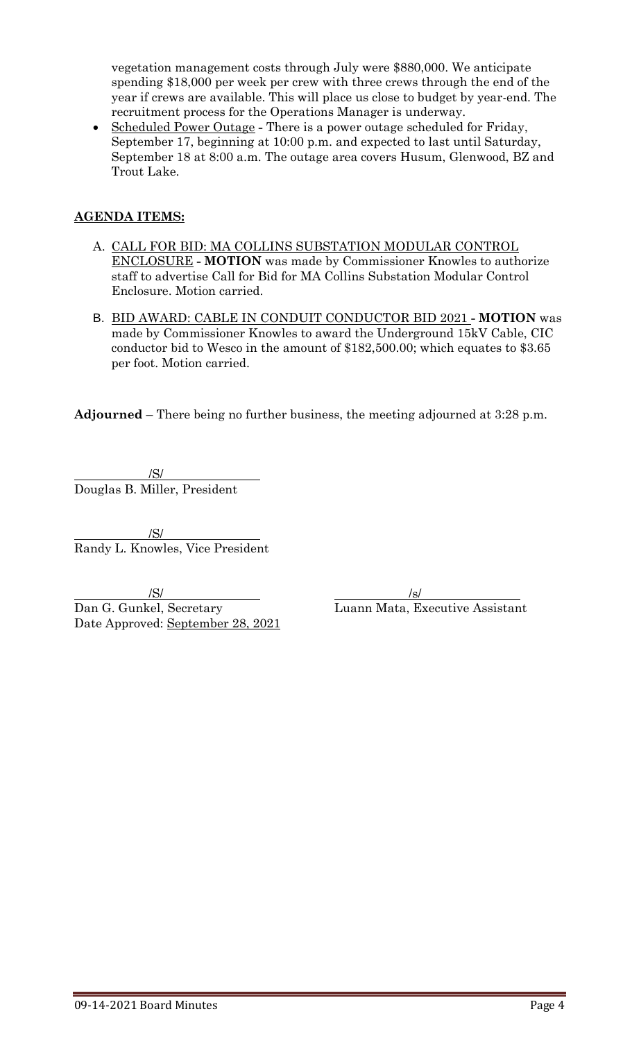vegetation management costs through July were $880,000. We anticipate spending $18,000 per week per crew with three crews through the end of the year if crews are available. This will place us close to budget by year-end. The recruitment process for the Operations Manager is underway.

- Scheduled Power Outage - There is a power outage scheduled for Friday, September 17, beginning at 10:00 p.m. and expected to last until Saturday, September 18 at 8:00 a.m. The outage area covers Husum, Glenwood, BZ and Trout Lake.

**AGENDA ITEMS:**

A. CALL FOR BID: MA COLLINS SUBSTATION MODULAR CONTROL ENCLOSURE - **MOTION** was made by Commissioner Knowles to authorize staff to advertise Call for Bid for MA Collins Substation Modular Control Enclosure. Motion carried.

B. BID AWARD: CABLE IN CONDUIT CONDUCTOR BID 2021 - **MOTION** was made by Commissioner Knowles to award the Underground 15kV Cable, CIC conductor bid to Wesco in the amount of $182,500.00; which equates to $3.65 per foot. Motion carried.

**Adjourned** – There being no further business, the meeting adjourned at 3:28 p.m.

/S/
Douglas B. Miller, President

/S/
Randy L. Knowles, Vice President

/S/
Dan G. Gunkel, Secretary
Date Approved: September 28, 2021

/s/
Luann Mata, Executive Assistant